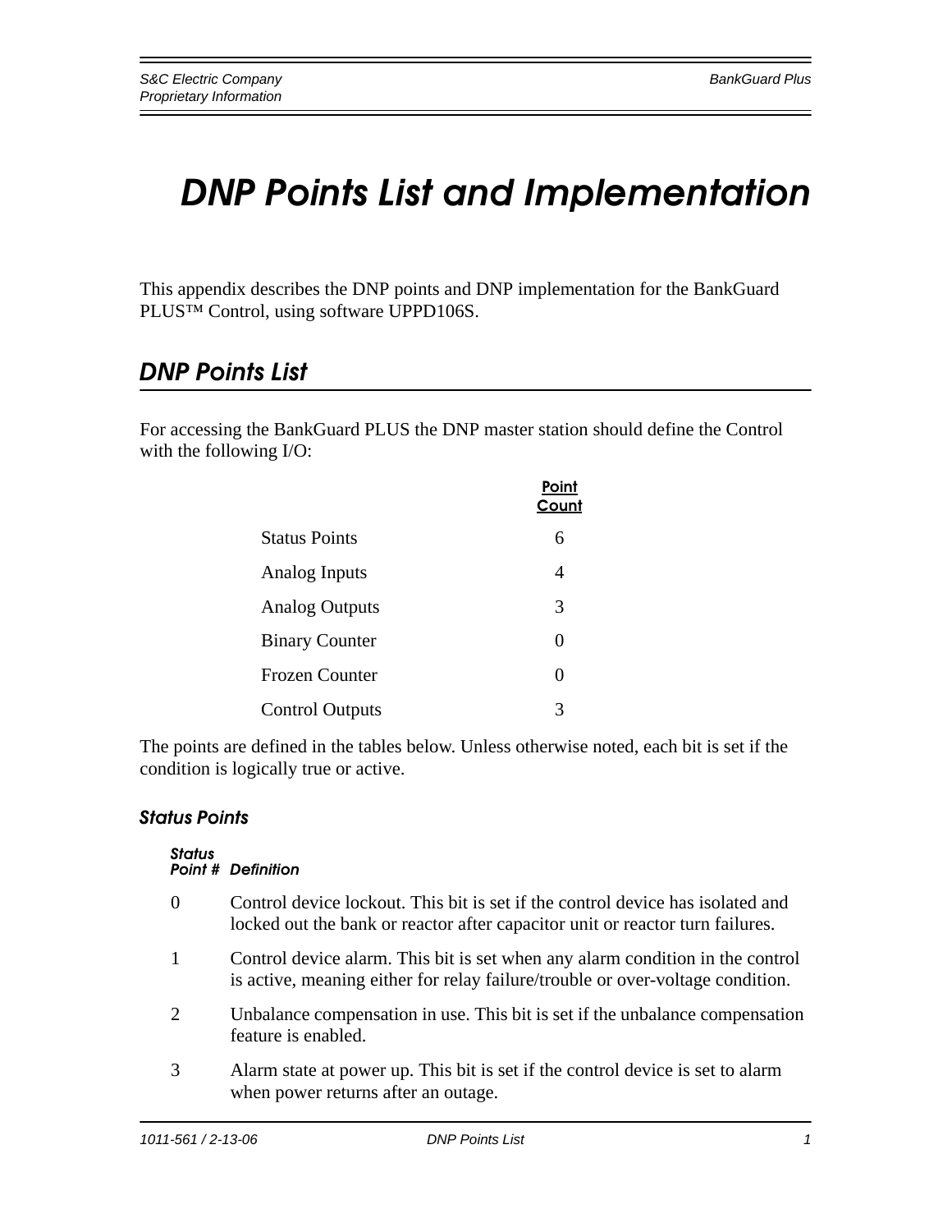# DNP Points List and Implementation

This appendix describes the DNP points and DNP implementation for the BankGuard PLUS™ Control, using software UPPD106S.

## DNP Points List

For accessing the BankGuard PLUS the DNP master station should define the Control with the following I/O:

| | Point Count |
|---|---|
| Status Points | 6 |
| Analog Inputs | 4 |
| Analog Outputs | 3 |
| Binary Counter | 0 |
| Frozen Counter | 0 |
| Control Outputs | 3 |

The points are defined in the tables below. Unless otherwise noted, each bit is set if the condition is logically true or active.

### Status Points

| Status Point # | Definition |
|---|---|
| 0 | Control device lockout. This bit is set if the control device has isolated and locked out the bank or reactor after capacitor unit or reactor turn failures. |
| 1 | Control device alarm. This bit is set when any alarm condition in the control is active, meaning either for relay failure/trouble or over-voltage condition. |
| 2 | Unbalance compensation in use. This bit is set if the unbalance compensation feature is enabled. |
| 3 | Alarm state at power up. This bit is set if the control device is set to alarm when power returns after an outage. |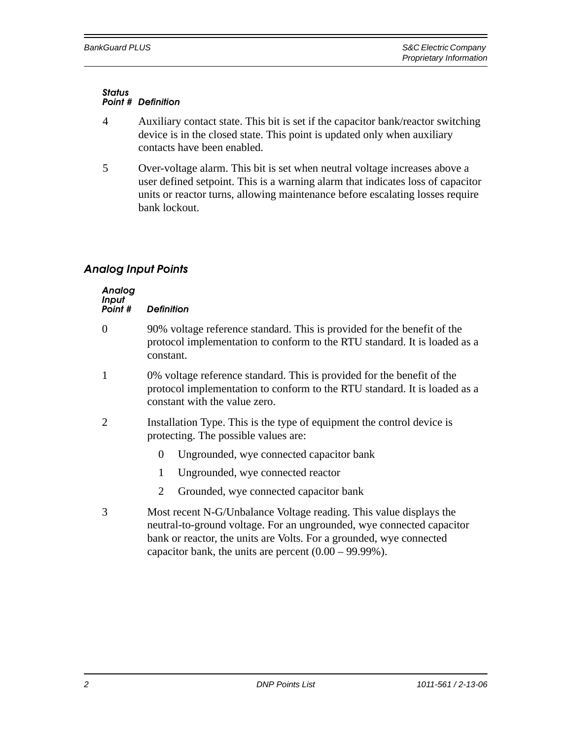| Status Point # | Definition |
|---|---|
| 4 | Auxiliary contact state. This bit is set if the capacitor bank/reactor switching device is in the closed state. This point is updated only when auxiliary contacts have been enabled. |
| 5 | Over-voltage alarm. This bit is set when neutral voltage increases above a user defined setpoint. This is a warning alarm that indicates loss of capacitor units or reactor turns, allowing maintenance before escalating losses require bank lockout. |

## Analog Input Points

| Analog Input Point # | Definition |
|---|---|
| 0 | 90% voltage reference standard. This is provided for the benefit of the protocol implementation to conform to the RTU standard. It is loaded as a constant. |
| 1 | 0% voltage reference standard. This is provided for the benefit of the protocol implementation to conform to the RTU standard. It is loaded as a constant with the value zero. |
| 2 | Installation Type. This is the type of equipment the control device is protecting. The possible values are:<br>0 Ungrounded, wye connected capacitor bank<br>1 Ungrounded, wye connected reactor<br>2 Grounded, wye connected capacitor bank |
| 3 | Most recent N-G/Unbalance Voltage reading. This value displays the neutral-to-ground voltage. For an ungrounded, wye connected capacitor bank or reactor, the units are Volts. For a grounded, wye connected capacitor bank, the units are percent (0.00 – 99.99%). |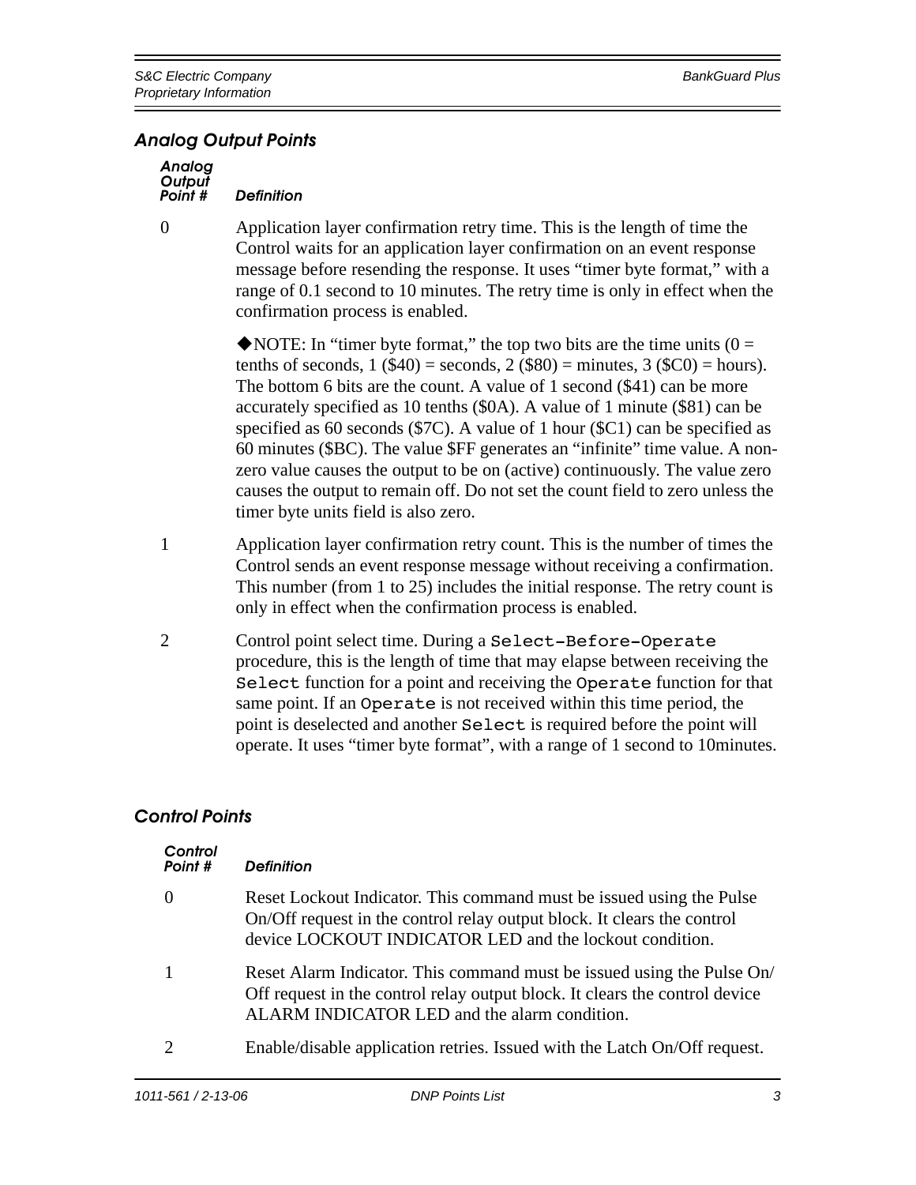## Analog Output Points

| Analog Output Point # | Definition |
|---|---|
| 0 | Application layer confirmation retry time. This is the length of time the Control waits for an application layer confirmation on an event response message before resending the response. It uses "timer byte format," with a range of 0.1 second to 10 minutes. The retry time is only in effect when the confirmation process is enabled.<br><br>◆NOTE: In "timer byte format," the top two bits are the time units (0 = tenths of seconds, 1 ($40) = seconds, 2 ($80) = minutes, 3 ($C0) = hours). The bottom 6 bits are the count. A value of 1 second ($41) can be more accurately specified as 10 tenths ($0A). A value of 1 minute ($81) can be specified as 60 seconds ($7C). A value of 1 hour ($C1) can be specified as 60 minutes ($BC). The value $FF generates an "infinite" time value. A non-zero value causes the output to be on (active) continuously. The value zero causes the output to remain off. Do not set the count field to zero unless the timer byte units field is also zero. |
| 1 | Application layer confirmation retry count. This is the number of times the Control sends an event response message without receiving a confirmation. This number (from 1 to 25) includes the initial response. The retry count is only in effect when the confirmation process is enabled. |
| 2 | Control point select time. During a `Select-Before-Operate` procedure, this is the length of time that may elapse between receiving the `Select` function for a point and receiving the `Operate` function for that same point. If an `Operate` is not received within this time period, the point is deselected and another `Select` is required before the point will operate. It uses "timer byte format", with a range of 1 second to 10minutes. |

## Control Points

| Control Point # | Definition |
|---|---|
| 0 | Reset Lockout Indicator. This command must be issued using the Pulse On/Off request in the control relay output block. It clears the control device LOCKOUT INDICATOR LED and the lockout condition. |
| 1 | Reset Alarm Indicator. This command must be issued using the Pulse On/Off request in the control relay output block. It clears the control device ALARM INDICATOR LED and the alarm condition. |
| 2 | Enable/disable application retries. Issued with the Latch On/Off request. |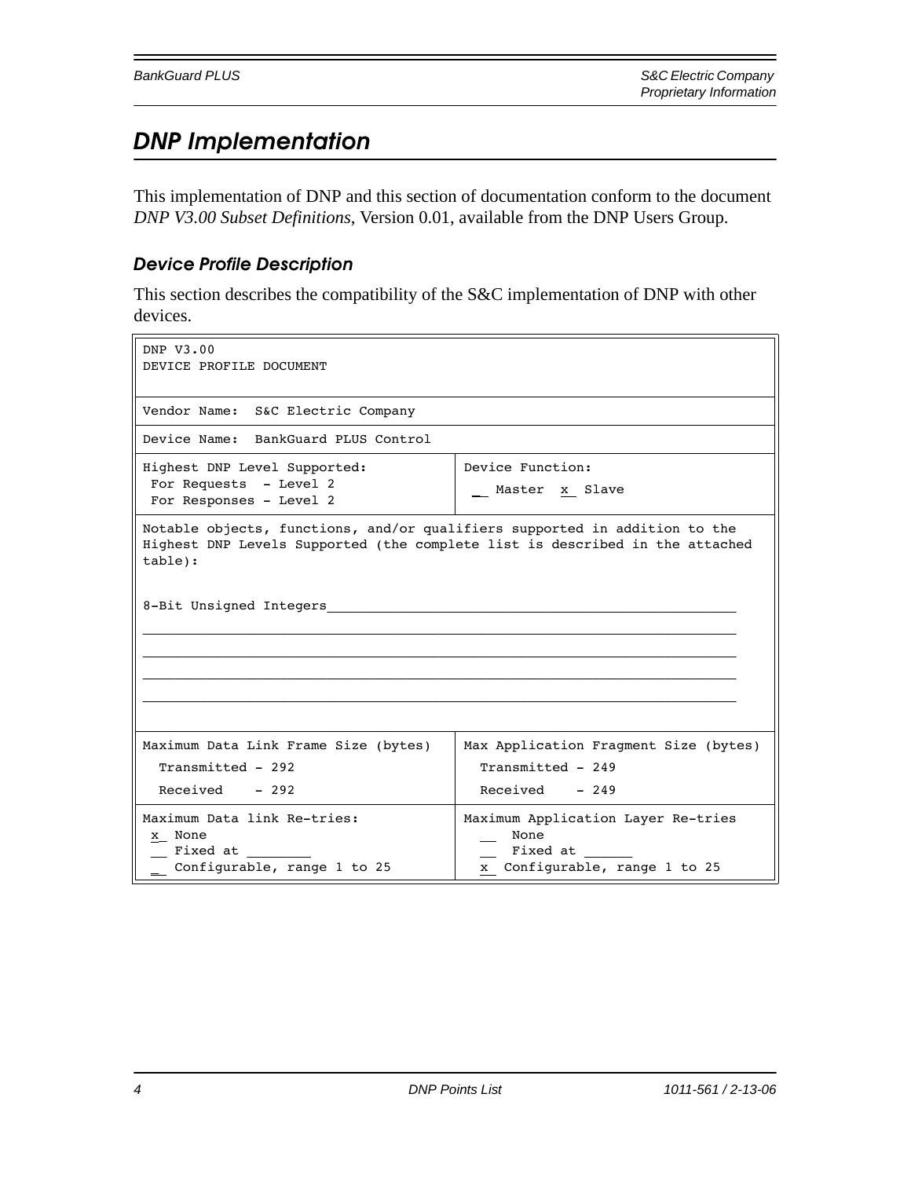# DNP Implementation

This implementation of DNP and this section of documentation conform to the document *DNP V3.00 Subset Definitions*, Version 0.01, available from the DNP Users Group.

## Device Profile Description

This section describes the compatibility of the S&C implementation of DNP with other devices.

| DNP V3.00<br>DEVICE PROFILE DOCUMENT | |
|---|---|
| Vendor Name: S&C Electric Company | |
| Device Name: BankGuard PLUS Control | |
| Highest DNP Level Supported:<br>For Requests - Level 2<br>For Responses - Level 2 | Device Function:<br>__ Master x Slave |
| Notable objects, functions, and/or qualifiers supported in addition to the Highest DNP Levels Supported (the complete list is described in the attached table):<br><br>8-Bit Unsigned Integers | |
| Maximum Data Link Frame Size (bytes)<br>Transmitted - 292<br>Received - 292 | Max Application Fragment Size (bytes)<br>Transmitted - 249<br>Received - 249 |
| Maximum Data link Re-tries:<br>x None<br>__ Fixed at ________<br>__ Configurable, range 1 to 25 | Maximum Application Layer Re-tries<br>__ None<br>__ Fixed at ______<br>x Configurable, range 1 to 25 |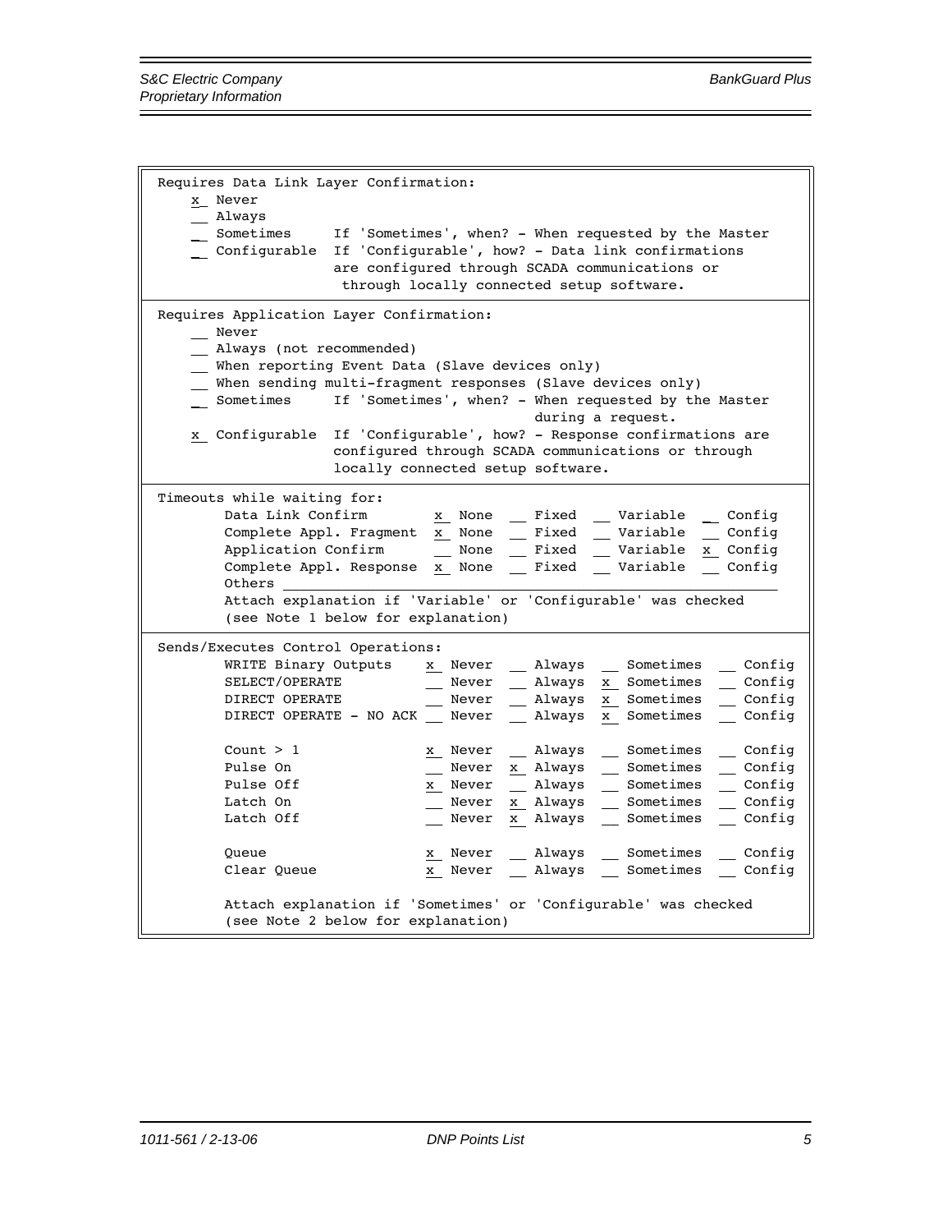```
Requires Data Link Layer Confirmation:
    x_ Never
    __ Always
    _ Sometimes     If 'Sometimes', when? - When requested by the Master
    _ Configurable  If 'Configurable', how? - Data link confirmations
                    are configured through SCADA communications or
                     through locally connected setup software.
```

```
Requires Application Layer Confirmation:
    __ Never
    __ Always (not recommended)
    __ When reporting Event Data (Slave devices only)
    __ When sending multi-fragment responses (Slave devices only)
    _ Sometimes     If 'Sometimes', when? - When requested by the Master
                                           during a request.
    x_ Configurable  If 'Configurable', how? - Response confirmations are
                    configured through SCADA communications or through
                    locally connected setup software.
```

```
Timeouts while waiting for:
        Data Link Confirm        x_ None  __ Fixed  __ Variable  _ Config
        Complete Appl. Fragment  x_ None  __ Fixed  __ Variable  __ Config
        Application Confirm      __ None  __ Fixed  __ Variable  x_ Config
        Complete Appl. Response  x_ None  __ Fixed  __ Variable  __ Config
        Others ___________________________________________________________
        Attach explanation if 'Variable' or 'Configurable' was checked
        (see Note 1 below for explanation)
```

```
Sends/Executes Control Operations:
        WRITE Binary Outputs     x_ Never  __ Always  __ Sometimes  __ Config
        SELECT/OPERATE           __ Never  __ Always  x_ Sometimes  __ Config
        DIRECT OPERATE           __ Never  __ Always  x_ Sometimes  __ Config
        DIRECT OPERATE - NO ACK  __ Never  __ Always  x_ Sometimes  __ Config

        Count > 1                x_ Never  __ Always  __ Sometimes  __ Config
        Pulse On                 __ Never  x_ Always  __ Sometimes  __ Config
        Pulse Off                x_ Never  __ Always  __ Sometimes  __ Config
        Latch On                 __ Never  x_ Always  __ Sometimes  __ Config
        Latch Off                __ Never  x_ Always  __ Sometimes  __ Config

        Queue                    x_ Never  __ Always  __ Sometimes  __ Config
        Clear Queue              x_ Never  __ Always  __ Sometimes  __ Config

        Attach explanation if 'Sometimes' or 'Configurable' was checked
        (see Note 2 below for explanation)
```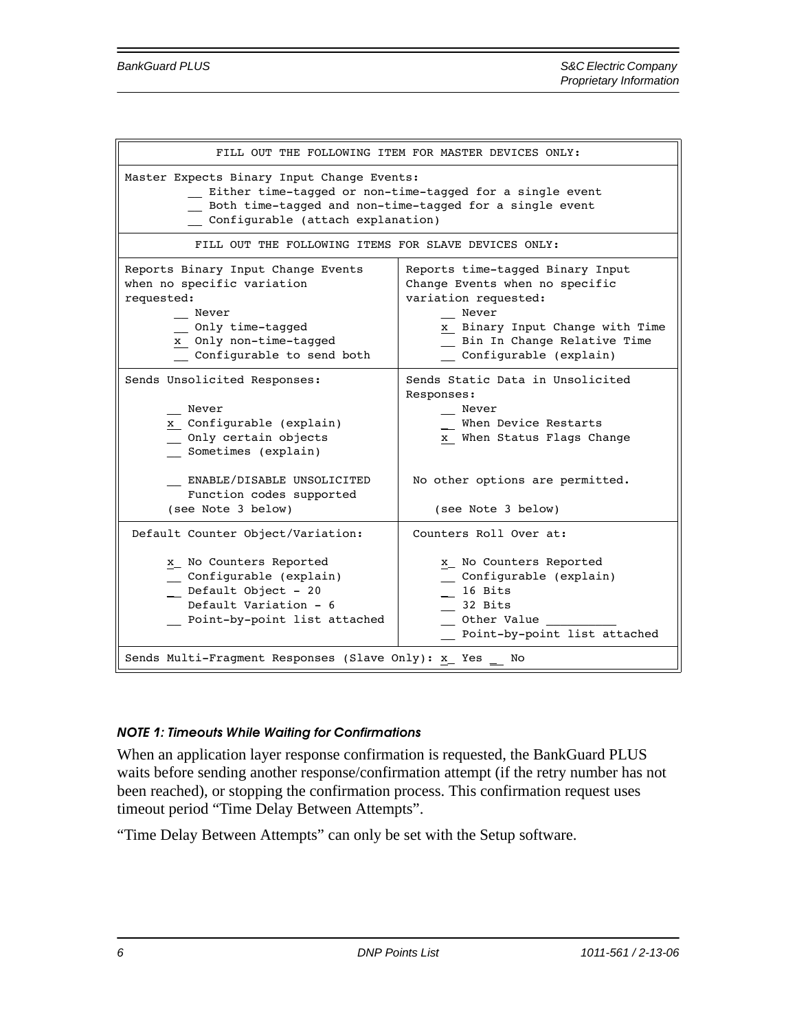| FILL OUT THE FOLLOWING ITEM FOR MASTER DEVICES ONLY: | |
|---|---|
| Master Expects Binary Input Change Events:<br>__ Either time-tagged or non-time-tagged for a single event<br>__ Both time-tagged and non-time-tagged for a single event<br>__ Configurable (attach explanation) | |
| FILL OUT THE FOLLOWING ITEMS FOR SLAVE DEVICES ONLY: | |
| Reports Binary Input Change Events when no specific variation requested:<br>__ Never<br>__ Only time-tagged<br>x Only non-time-tagged<br>__ Configurable to send both | Reports time-tagged Binary Input Change Events when no specific variation requested:<br>__ Never<br>x Binary Input Change with Time<br>__ Bin In Change Relative Time<br>__ Configurable (explain) |
| Sends Unsolicited Responses:<br>__ Never<br>x Configurable (explain)<br>__ Only certain objects<br>__ Sometimes (explain)<br><br>__ ENABLE/DISABLE UNSOLICITED Function codes supported<br>(see Note 3 below) | Sends Static Data in Unsolicited Responses:<br>__ Never<br>__ When Device Restarts<br>x When Status Flags Change<br><br>No other options are permitted.<br><br>(see Note 3 below) |
| Default Counter Object/Variation:<br>x No Counters Reported<br>__ Configurable (explain)<br>__ Default Object - 20<br>Default Variation - 6<br>__ Point-by-point list attached | Counters Roll Over at:<br>x No Counters Reported<br>__ Configurable (explain)<br>__ 16 Bits<br>__ 32 Bits<br>__ Other Value ______<br>__ Point-by-point list attached |
| Sends Multi-Fragment Responses (Slave Only): x Yes __ No | |

#### *NOTE 1: Timeouts While Waiting for Confirmations*

When an application layer response confirmation is requested, the BankGuard PLUS waits before sending another response/confirmation attempt (if the retry number has not been reached), or stopping the confirmation process. This confirmation request uses timeout period "Time Delay Between Attempts".

"Time Delay Between Attempts" can only be set with the Setup software.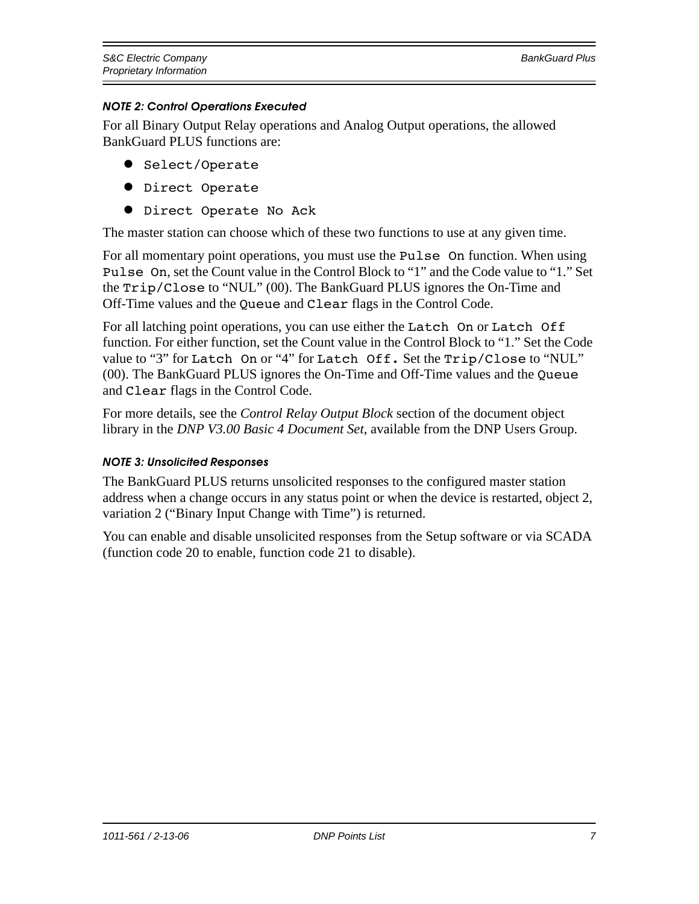#### *NOTE 2: Control Operations Executed*

For all Binary Output Relay operations and Analog Output operations, the allowed BankGuard PLUS functions are:

- `Select/Operate`
- `Direct Operate`
- `Direct Operate No Ack`

The master station can choose which of these two functions to use at any given time.

For all momentary point operations, you must use the `Pulse On` function. When using `Pulse On`, set the Count value in the Control Block to “1” and the Code value to “1.” Set the `Trip/Close` to “NUL” (00). The BankGuard PLUS ignores the On-Time and Off-Time values and the `Queue` and `Clear` flags in the Control Code.

For all latching point operations, you can use either the `Latch On` or `Latch Off` function. For either function, set the Count value in the Control Block to “1.” Set the Code value to “3” for `Latch On` or “4” for `Latch Off.` Set the `Trip/Close` to “NUL” (00). The BankGuard PLUS ignores the On-Time and Off-Time values and the `Queue` and `Clear` flags in the Control Code.

For more details, see the *Control Relay Output Block* section of the document object library in the *DNP V3.00 Basic 4 Document Set*, available from the DNP Users Group.

#### *NOTE 3: Unsolicited Responses*

The BankGuard PLUS returns unsolicited responses to the configured master station address when a change occurs in any status point or when the device is restarted, object 2, variation 2 (“Binary Input Change with Time”) is returned.

You can enable and disable unsolicited responses from the Setup software or via SCADA (function code 20 to enable, function code 21 to disable).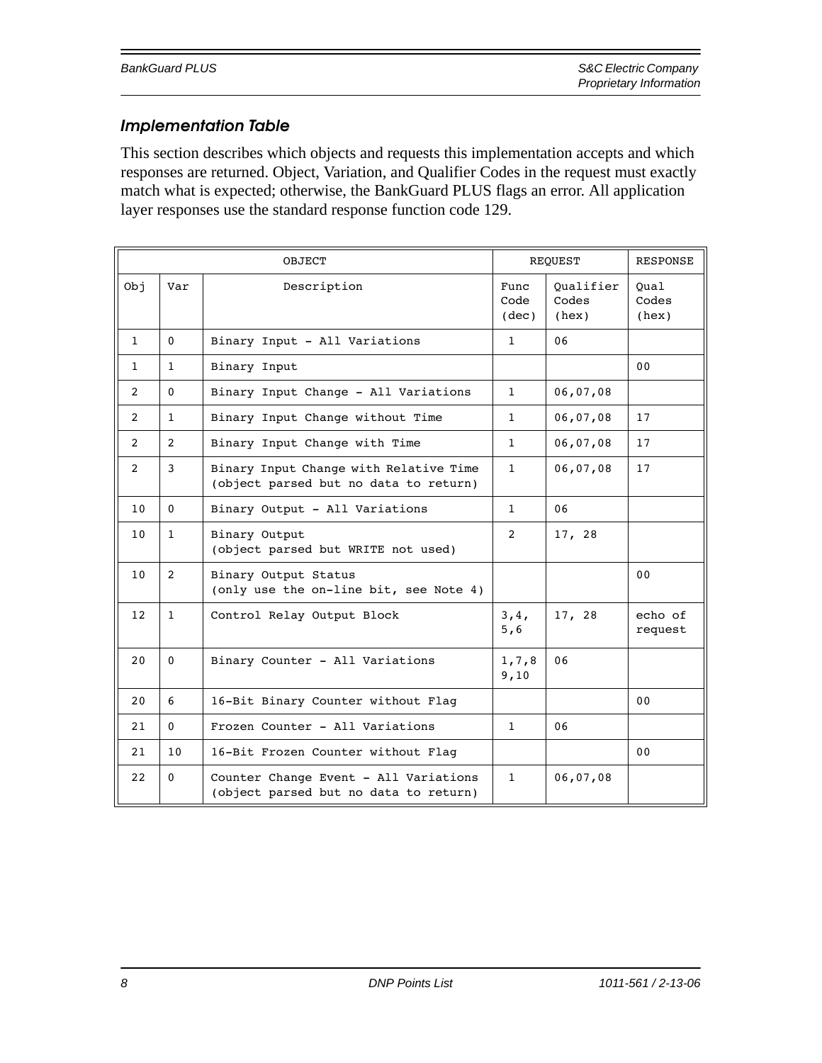### Implementation Table

This section describes which objects and requests this implementation accepts and which responses are returned. Object, Variation, and Qualifier Codes in the request must exactly match what is expected; otherwise, the BankGuard PLUS flags an error. All application layer responses use the standard response function code 129.

| OBJECT | | | REQUEST | | RESPONSE |
|---|---|---|---|---|---|
| Obj | Var | Description | Func Code (dec) | Qualifier Codes (hex) | Qual Codes (hex) |
| 1 | 0 | Binary Input - All Variations | 1 | 06 | |
| 1 | 1 | Binary Input | | | 00 |
| 2 | 0 | Binary Input Change - All Variations | 1 | 06,07,08 | |
| 2 | 1 | Binary Input Change without Time | 1 | 06,07,08 | 17 |
| 2 | 2 | Binary Input Change with Time | 1 | 06,07,08 | 17 |
| 2 | 3 | Binary Input Change with Relative Time (object parsed but no data to return) | 1 | 06,07,08 | 17 |
| 10 | 0 | Binary Output - All Variations | 1 | 06 | |
| 10 | 1 | Binary Output (object parsed but WRITE not used) | 2 | 17, 28 | |
| 10 | 2 | Binary Output Status (only use the on-line bit, see Note 4) | | | 00 |
| 12 | 1 | Control Relay Output Block | 3,4, 5,6 | 17, 28 | echo of request |
| 20 | 0 | Binary Counter - All Variations | 1,7,8 9,10 | 06 | |
| 20 | 6 | 16-Bit Binary Counter without Flag | | | 00 |
| 21 | 0 | Frozen Counter - All Variations | 1 | 06 | |
| 21 | 10 | 16-Bit Frozen Counter without Flag | | | 00 |
| 22 | 0 | Counter Change Event - All Variations (object parsed but no data to return) | 1 | 06,07,08 | |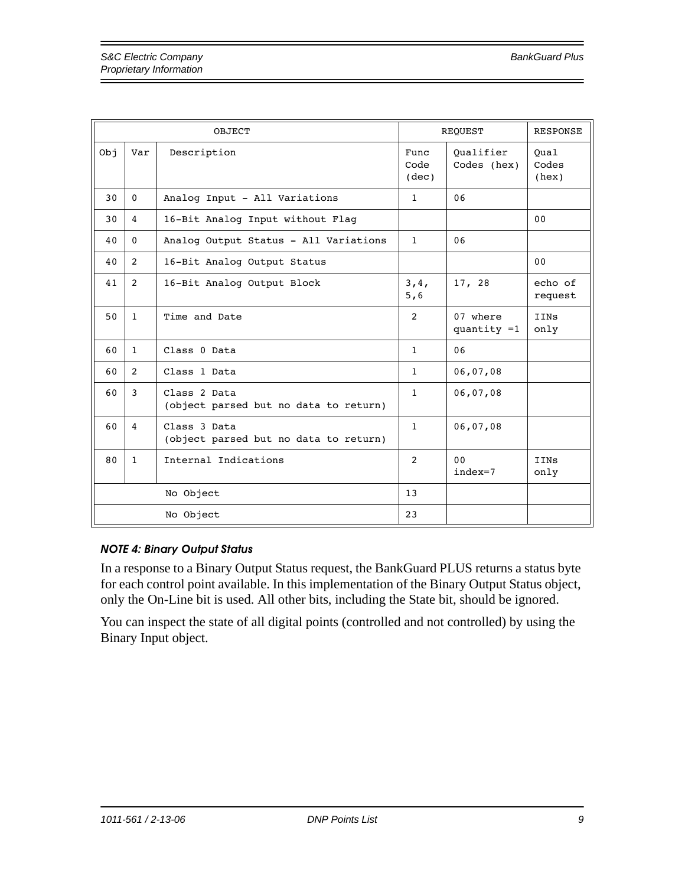| OBJECT | | | REQUEST | | RESPONSE |
|---|---|---|---|---|---|
| Obj | Var | Description | Func Code (dec) | Qualifier Codes (hex) | Qual Codes (hex) |
| 30 | 0 | Analog Input - All Variations | 1 | 06 | |
| 30 | 4 | 16-Bit Analog Input without Flag | | | 00 |
| 40 | 0 | Analog Output Status - All Variations | 1 | 06 | |
| 40 | 2 | 16-Bit Analog Output Status | | | 00 |
| 41 | 2 | 16-Bit Analog Output Block | 3,4, 5,6 | 17, 28 | echo of request |
| 50 | 1 | Time and Date | 2 | 07 where quantity =1 | IINs only |
| 60 | 1 | Class 0 Data | 1 | 06 | |
| 60 | 2 | Class 1 Data | 1 | 06,07,08 | |
| 60 | 3 | Class 2 Data (object parsed but no data to return) | 1 | 06,07,08 | |
| 60 | 4 | Class 3 Data (object parsed but no data to return) | 1 | 06,07,08 | |
| 80 | 1 | Internal Indications | 2 | 00 index=7 | IINs only |
| No Object | | | 13 | | |
| No Object | | | 23 | | |

#### *NOTE 4: Binary Output Status*

In a response to a Binary Output Status request, the BankGuard PLUS returns a status byte for each control point available. In this implementation of the Binary Output Status object, only the On-Line bit is used. All other bits, including the State bit, should be ignored.

You can inspect the state of all digital points (controlled and not controlled) by using the Binary Input object.